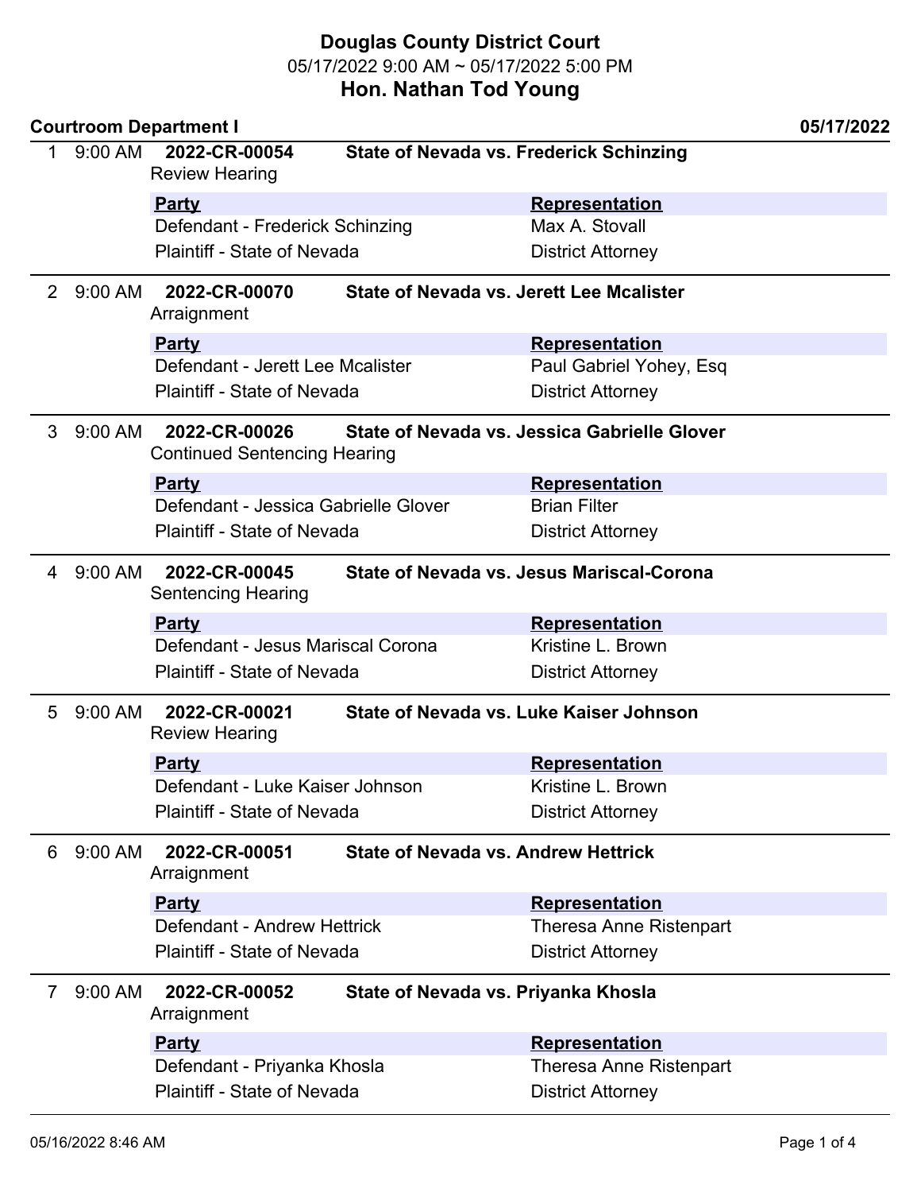# Douglas County District Court

05/17/2022 9:00 AM ~ 05/17/2022 5:00 PM

## Hon. Nathan Tod Young

**Courtroom Department I** **05/17/2022**

---

1 9:00 AM **2022-CR-00054** **State of Nevada vs. Frederick Schinzing**

Review Hearing

| Party | Representation |
|---|---|
| Defendant - Frederick Schinzing | Max A. Stovall |
| Plaintiff - State of Nevada | District Attorney |

---

2 9:00 AM **2022-CR-00070** **State of Nevada vs. Jerett Lee Mcalister**

Arraignment

| Party | Representation |
|---|---|
| Defendant - Jerett Lee Mcalister | Paul Gabriel Yohey, Esq |
| Plaintiff - State of Nevada | District Attorney |

---

3 9:00 AM **2022-CR-00026** **State of Nevada vs. Jessica Gabrielle Glover**

Continued Sentencing Hearing

| Party | Representation |
|---|---|
| Defendant - Jessica Gabrielle Glover | Brian Filter |
| Plaintiff - State of Nevada | District Attorney |

---

4 9:00 AM **2022-CR-00045** **State of Nevada vs. Jesus Mariscal-Corona**

Sentencing Hearing

| Party | Representation |
|---|---|
| Defendant - Jesus Mariscal Corona | Kristine L. Brown |
| Plaintiff - State of Nevada | District Attorney |

---

5 9:00 AM **2022-CR-00021** **State of Nevada vs. Luke Kaiser Johnson**

Review Hearing

| Party | Representation |
|---|---|
| Defendant - Luke Kaiser Johnson | Kristine L. Brown |
| Plaintiff - State of Nevada | District Attorney |

---

6 9:00 AM **2022-CR-00051** **State of Nevada vs. Andrew Hettrick**

Arraignment

| Party | Representation |
|---|---|
| Defendant - Andrew Hettrick | Theresa Anne Ristenpart |
| Plaintiff - State of Nevada | District Attorney |

---

7 9:00 AM **2022-CR-00052** **State of Nevada vs. Priyanka Khosla**

Arraignment

| Party | Representation |
|---|---|
| Defendant - Priyanka Khosla | Theresa Anne Ristenpart |
| Plaintiff - State of Nevada | District Attorney |

---

05/16/2022 8:46 AM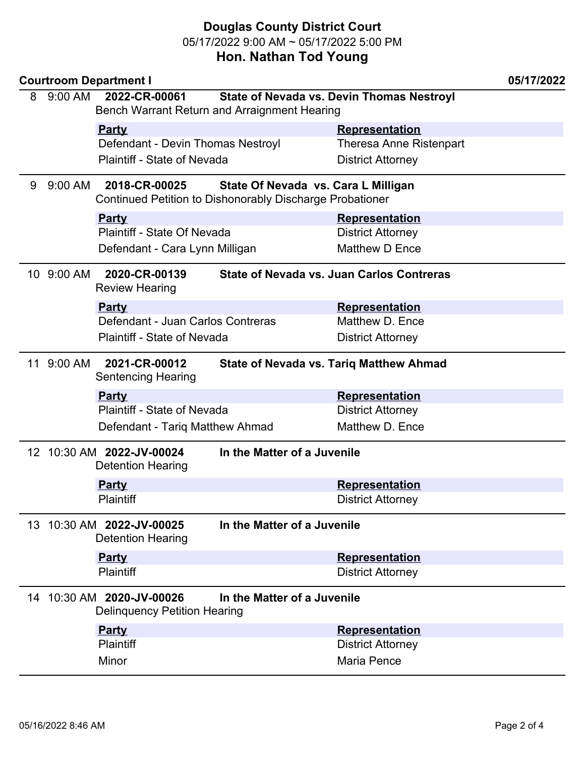## Douglas County District Court

05/17/2022 9:00 AM ~ 05/17/2022 5:00 PM

## Hon. Nathan Tod Young

**Courtroom Department I** **05/17/2022**

**8 9:00 AM 2022-CR-00061 State of Nevada vs. Devin Thomas Nestroyl**

Bench Warrant Return and Arraignment Hearing

| Party | Representation |
|---|---|
| Defendant - Devin Thomas Nestroyl | Theresa Anne Ristenpart |
| Plaintiff - State of Nevada | District Attorney |

**9 9:00 AM 2018-CR-00025 State Of Nevada vs. Cara L Milligan**

Continued Petition to Dishonorably Discharge Probationer

| Party | Representation |
|---|---|
| Plaintiff - State Of Nevada | District Attorney |
| Defendant - Cara Lynn Milligan | Matthew D Ence |

**10 9:00 AM 2020-CR-00139 State of Nevada vs. Juan Carlos Contreras**

Review Hearing

| Party | Representation |
|---|---|
| Defendant - Juan Carlos Contreras | Matthew D. Ence |
| Plaintiff - State of Nevada | District Attorney |

**11 9:00 AM 2021-CR-00012 State of Nevada vs. Tariq Matthew Ahmad**

Sentencing Hearing

| Party | Representation |
|---|---|
| Plaintiff - State of Nevada | District Attorney |
| Defendant - Tariq Matthew Ahmad | Matthew D. Ence |

**12 10:30 AM 2022-JV-00024 In the Matter of a Juvenile**

Detention Hearing

| Party | Representation |
|---|---|
| Plaintiff | District Attorney |

**13 10:30 AM 2022-JV-00025 In the Matter of a Juvenile**

Detention Hearing

| Party | Representation |
|---|---|
| Plaintiff | District Attorney |

**14 10:30 AM 2020-JV-00026 In the Matter of a Juvenile**

Delinquency Petition Hearing

| Party | Representation |
|---|---|
| Plaintiff | District Attorney |
| Minor | Maria Pence |

05/16/2022 8:46 AM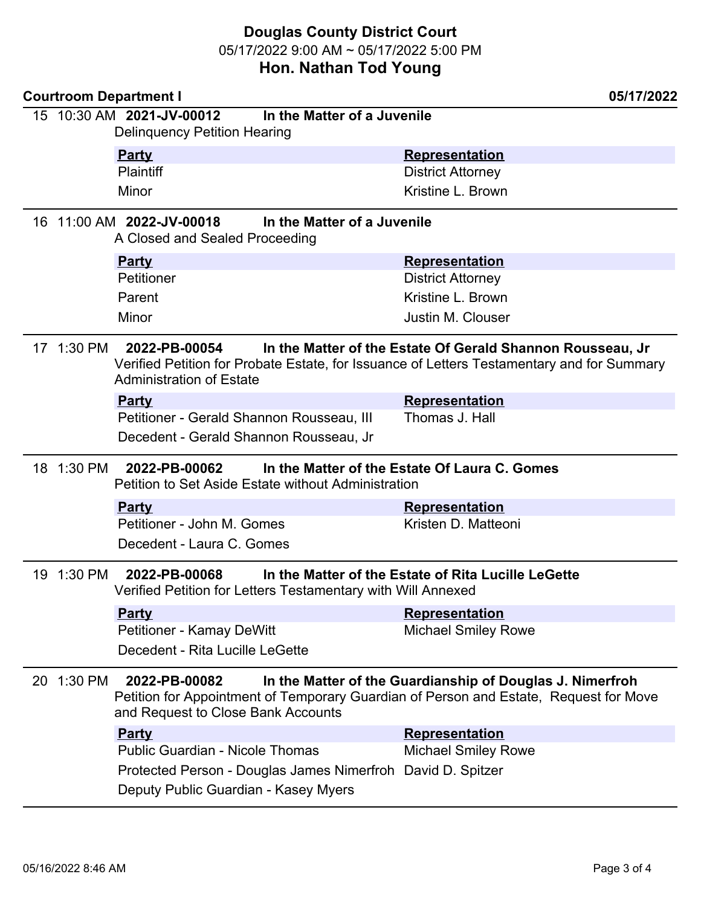# Douglas County District Court

05/17/2022 9:00 AM ~ 05/17/2022 5:00 PM

## Hon. Nathan Tod Young

**Courtroom Department I** **05/17/2022**

---

15 10:30 AM **2021-JV-00012** **In the Matter of a Juvenile**

Delinquency Petition Hearing

| Party | Representation |
|---|---|
| Plaintiff | District Attorney |
| Minor | Kristine L. Brown |

---

16 11:00 AM **2022-JV-00018** **In the Matter of a Juvenile**

A Closed and Sealed Proceeding

| Party | Representation |
|---|---|
| Petitioner | District Attorney |
| Parent | Kristine L. Brown |
| Minor | Justin M. Clouser |

---

17 1:30 PM **2022-PB-00054** **In the Matter of the Estate Of Gerald Shannon Rousseau, Jr**

Verified Petition for Probate Estate, for Issuance of Letters Testamentary and for Summary Administration of Estate

| Party | Representation |
|---|---|
| Petitioner - Gerald Shannon Rousseau, III | Thomas J. Hall |
| Decedent - Gerald Shannon Rousseau, Jr | |

---

18 1:30 PM **2022-PB-00062** **In the Matter of the Estate Of Laura C. Gomes**

Petition to Set Aside Estate without Administration

| Party | Representation |
|---|---|
| Petitioner - John M. Gomes | Kristen D. Matteoni |
| Decedent - Laura C. Gomes | |

---

19 1:30 PM **2022-PB-00068** **In the Matter of the Estate of Rita Lucille LeGette**

Verified Petition for Letters Testamentary with Will Annexed

| Party | Representation |
|---|---|
| Petitioner - Kamay DeWitt | Michael Smiley Rowe |
| Decedent - Rita Lucille LeGette | |

---

20 1:30 PM **2022-PB-00082** **In the Matter of the Guardianship of Douglas J. Nimerfroh**

Petition for Appointment of Temporary Guardian of Person and Estate, Request for Move and Request to Close Bank Accounts

| Party | Representation |
|---|---|
| Public Guardian - Nicole Thomas | Michael Smiley Rowe |
| Protected Person - Douglas James Nimerfroh | David D. Spitzer |
| Deputy Public Guardian - Kasey Myers | |

---

05/16/2022 8:46 AM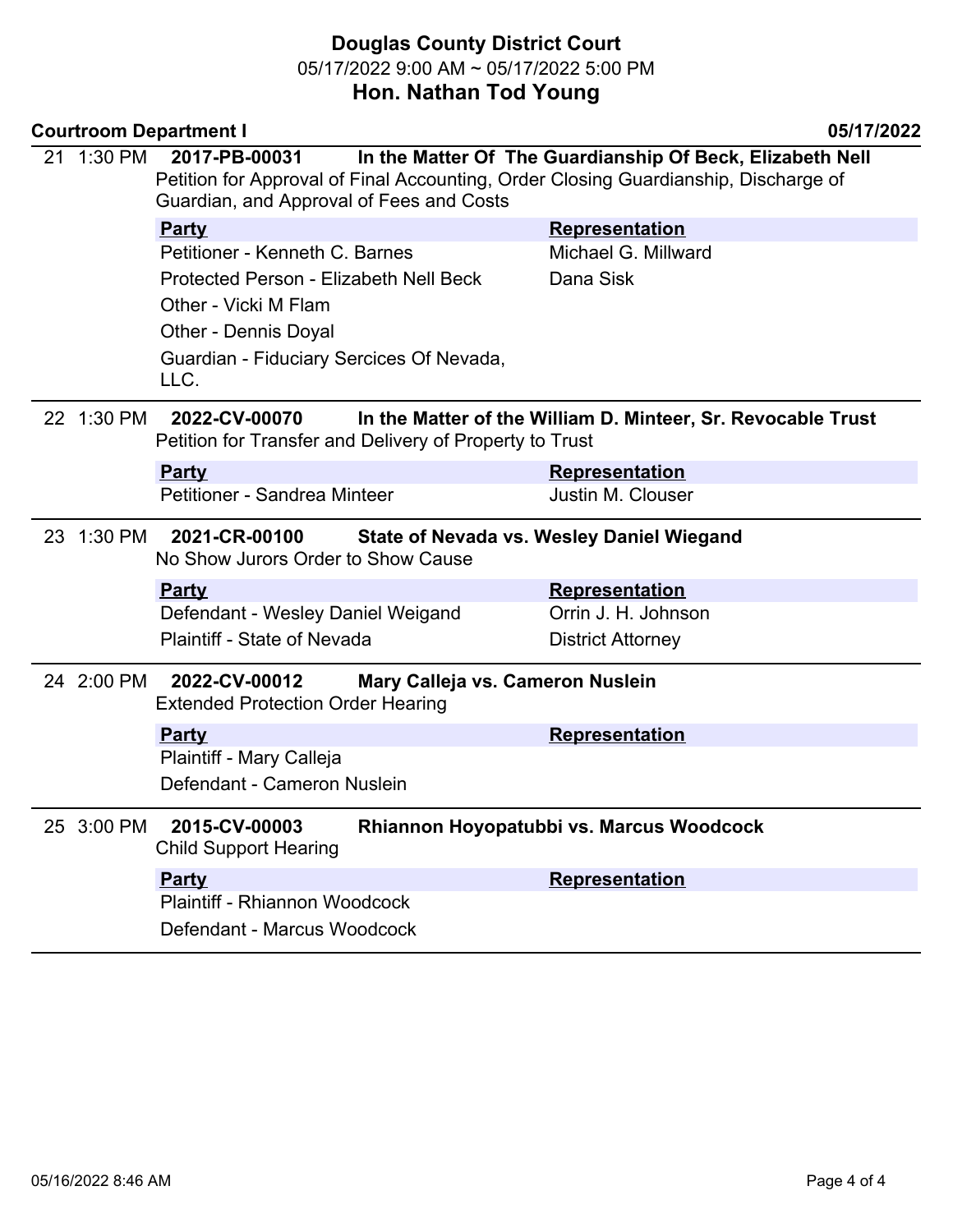# Douglas County District Court

05/17/2022 9:00 AM ~ 05/17/2022 5:00 PM

## Hon. Nathan Tod Young

**Courtroom Department I** **05/17/2022**

---

21 1:30 PM **2017-PB-00031** **In the Matter Of The Guardianship Of Beck, Elizabeth Nell**

Petition for Approval of Final Accounting, Order Closing Guardianship, Discharge of Guardian, and Approval of Fees and Costs

| Party | Representation |
|---|---|
| Petitioner - Kenneth C. Barnes | Michael G. Millward |
| Protected Person - Elizabeth Nell Beck | Dana Sisk |
| Other - Vicki M Flam | |
| Other - Dennis Doyal | |
| Guardian - Fiduciary Sercices Of Nevada, LLC. | |

---

22 1:30 PM **2022-CV-00070** **In the Matter of the William D. Minteer, Sr. Revocable Trust**

Petition for Transfer and Delivery of Property to Trust

| Party | Representation |
|---|---|
| Petitioner - Sandrea Minteer | Justin M. Clouser |

---

23 1:30 PM **2021-CR-00100** **State of Nevada vs. Wesley Daniel Wiegand**

No Show Jurors Order to Show Cause

| Party | Representation |
|---|---|
| Defendant - Wesley Daniel Weigand | Orrin J. H. Johnson |
| Plaintiff - State of Nevada | District Attorney |

---

24 2:00 PM **2022-CV-00012** **Mary Calleja vs. Cameron Nuslein**

Extended Protection Order Hearing

| Party | Representation |
|---|---|
| Plaintiff - Mary Calleja | |
| Defendant - Cameron Nuslein | |

---

25 3:00 PM **2015-CV-00003** **Rhiannon Hoyopatubbi vs. Marcus Woodcock**

Child Support Hearing

| Party | Representation |
|---|---|
| Plaintiff - Rhiannon Woodcock | |
| Defendant - Marcus Woodcock | |

---

05/16/2022 8:46 AM